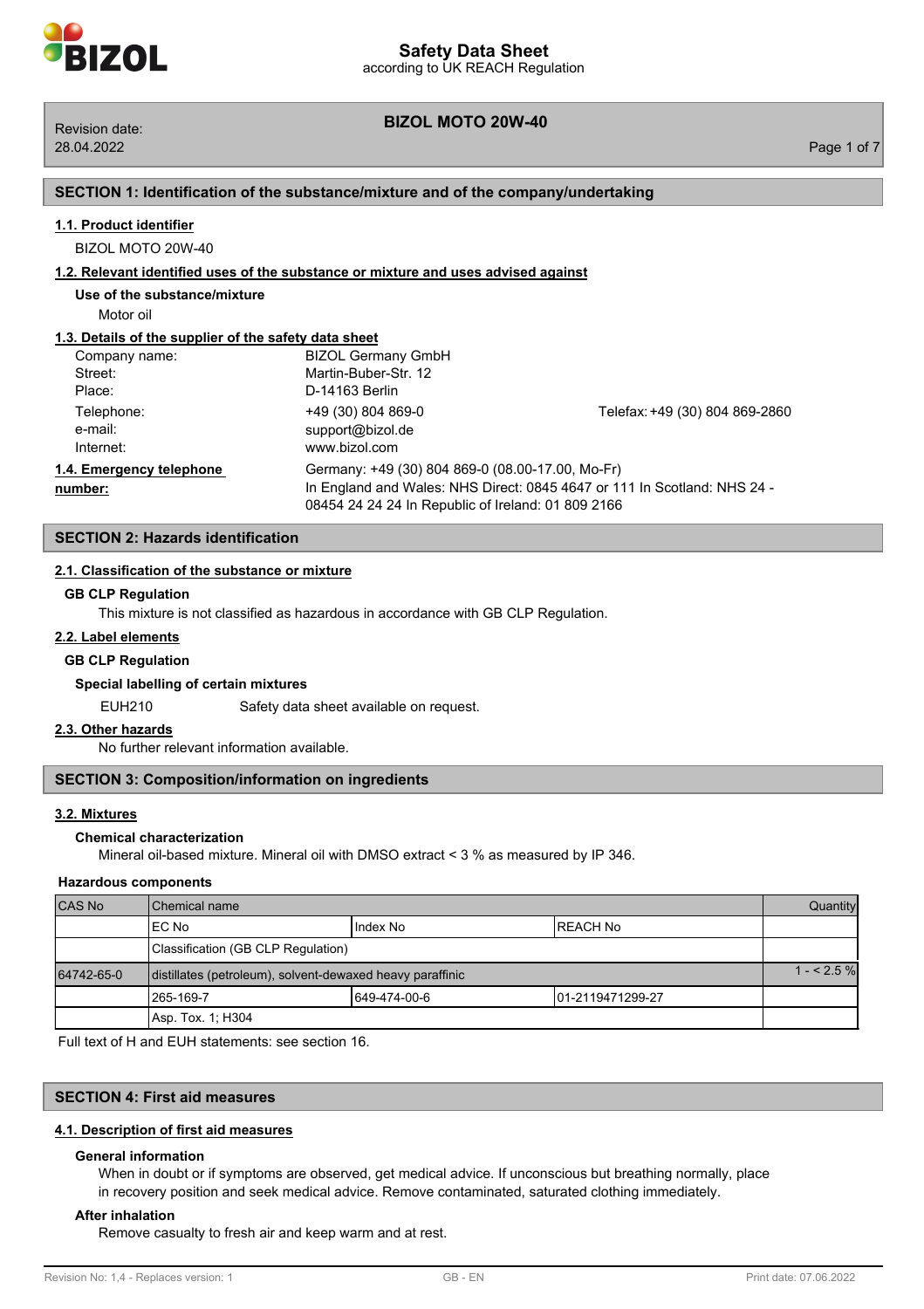# Safety Data Sheet

according to UK REACH Regulation

**BIZOL MOTO 20W-40**

Revision date: 28.04.2022

## SECTION 1: Identification of the substance/mixture and of the company/undertaking

### 1.1. Product identifier

BIZOL MOTO 20W-40

### 1.2. Relevant identified uses of the substance or mixture and uses advised against

**Use of the substance/mixture**

Motor oil

### 1.3. Details of the supplier of the safety data sheet

| | | |
|---|---|---|
| Company name: | BIZOL Germany GmbH | |
| Street: | Martin-Buber-Str. 12 | |
| Place: | D-14163 Berlin | |
| Telephone: | +49 (30) 804 869-0 | Telefax: +49 (30) 804 869-2860 |
| e-mail: | support@bizol.de | |
| Internet: | www.bizol.com | |

### 1.4. Emergency telephone number:

Germany: +49 (30) 804 869-0 (08.00-17.00, Mo-Fr)
In England and Wales: NHS Direct: 0845 4647 or 111 In Scotland: NHS 24 - 08454 24 24 24 In Republic of Ireland: 01 809 2166

## SECTION 2: Hazards identification

### 2.1. Classification of the substance or mixture

**GB CLP Regulation**

This mixture is not classified as hazardous in accordance with GB CLP Regulation.

### 2.2. Label elements

**GB CLP Regulation**

**Special labelling of certain mixtures**

EUH210 Safety data sheet available on request.

### 2.3. Other hazards

No further relevant information available.

## SECTION 3: Composition/information on ingredients

### 3.2. Mixtures

**Chemical characterization**

Mineral oil-based mixture. Mineral oil with DMSO extract < 3 % as measured by IP 346.

**Hazardous components**

| CAS No | Chemical name | | | Quantity |
|---|---|---|---|---|
| | EC No | Index No | REACH No | |
| | Classification (GB CLP Regulation) | | | |
| 64742-65-0 | distillates (petroleum), solvent-dewaxed heavy paraffinic | | | 1 - < 2.5 % |
| | 265-169-7 | 649-474-00-6 | 01-2119471299-27 | |
| | Asp. Tox. 1; H304 | | | |

Full text of H and EUH statements: see section 16.

## SECTION 4: First aid measures

### 4.1. Description of first aid measures

**General information**

When in doubt or if symptoms are observed, get medical advice. If unconscious but breathing normally, place in recovery position and seek medical advice. Remove contaminated, saturated clothing immediately.

**After inhalation**

Remove casualty to fresh air and keep warm and at rest.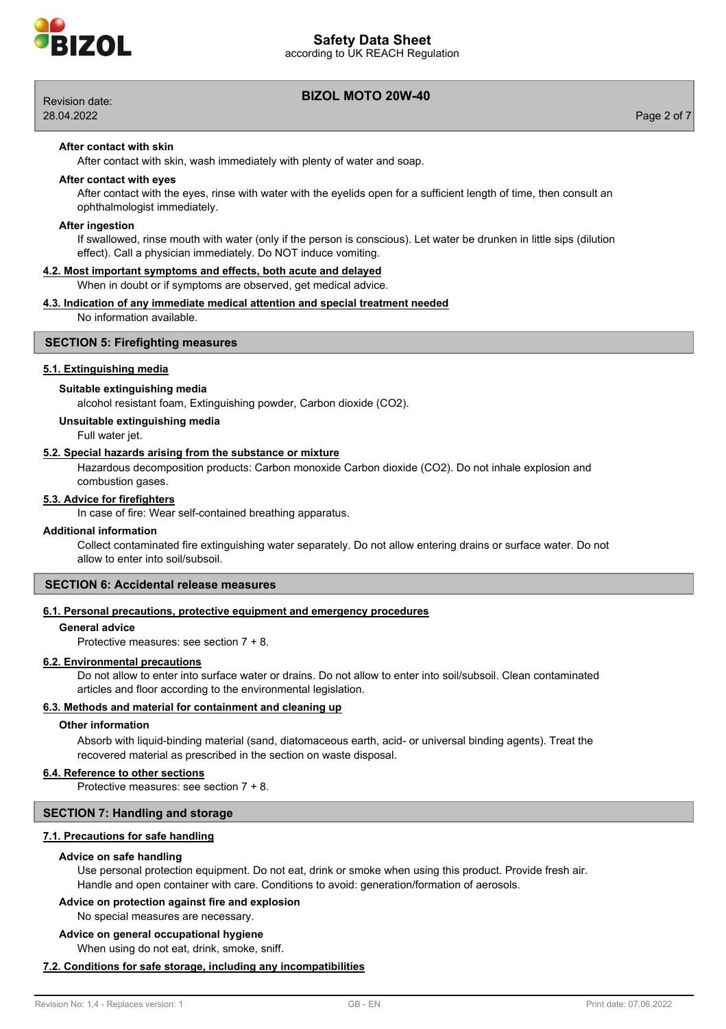#### After contact with skin

After contact with skin, wash immediately with plenty of water and soap.

#### After contact with eyes

After contact with the eyes, rinse with water with the eyelids open for a sufficient length of time, then consult an ophthalmologist immediately.

#### After ingestion

If swallowed, rinse mouth with water (only if the person is conscious). Let water be drunken in little sips (dilution effect). Call a physician immediately. Do NOT induce vomiting.

### 4.2. Most important symptoms and effects, both acute and delayed

When in doubt or if symptoms are observed, get medical advice.

### 4.3. Indication of any immediate medical attention and special treatment needed

No information available.

## SECTION 5: Firefighting measures

### 5.1. Extinguishing media

#### Suitable extinguishing media

alcohol resistant foam, Extinguishing powder, Carbon dioxide ($CO_2$).

#### Unsuitable extinguishing media

Full water jet.

### 5.2. Special hazards arising from the substance or mixture

Hazardous decomposition products: Carbon monoxide Carbon dioxide ($CO_2$). Do not inhale explosion and combustion gases.

### 5.3. Advice for firefighters

In case of fire: Wear self-contained breathing apparatus.

#### Additional information

Collect contaminated fire extinguishing water separately. Do not allow entering drains or surface water. Do not allow to enter into soil/subsoil.

## SECTION 6: Accidental release measures

### 6.1. Personal precautions, protective equipment and emergency procedures

#### General advice

Protective measures: see section 7 + 8.

### 6.2. Environmental precautions

Do not allow to enter into surface water or drains. Do not allow to enter into soil/subsoil. Clean contaminated articles and floor according to the environmental legislation.

### 6.3. Methods and material for containment and cleaning up

#### Other information

Absorb with liquid-binding material (sand, diatomaceous earth, acid- or universal binding agents). Treat the recovered material as prescribed in the section on waste disposal.

### 6.4. Reference to other sections

Protective measures: see section 7 + 8.

## SECTION 7: Handling and storage

### 7.1. Precautions for safe handling

#### Advice on safe handling

Use personal protection equipment. Do not eat, drink or smoke when using this product. Provide fresh air. Handle and open container with care. Conditions to avoid: generation/formation of aerosols.

#### Advice on protection against fire and explosion

No special measures are necessary.

#### Advice on general occupational hygiene

When using do not eat, drink, smoke, sniff.

### 7.2. Conditions for safe storage, including any incompatibilities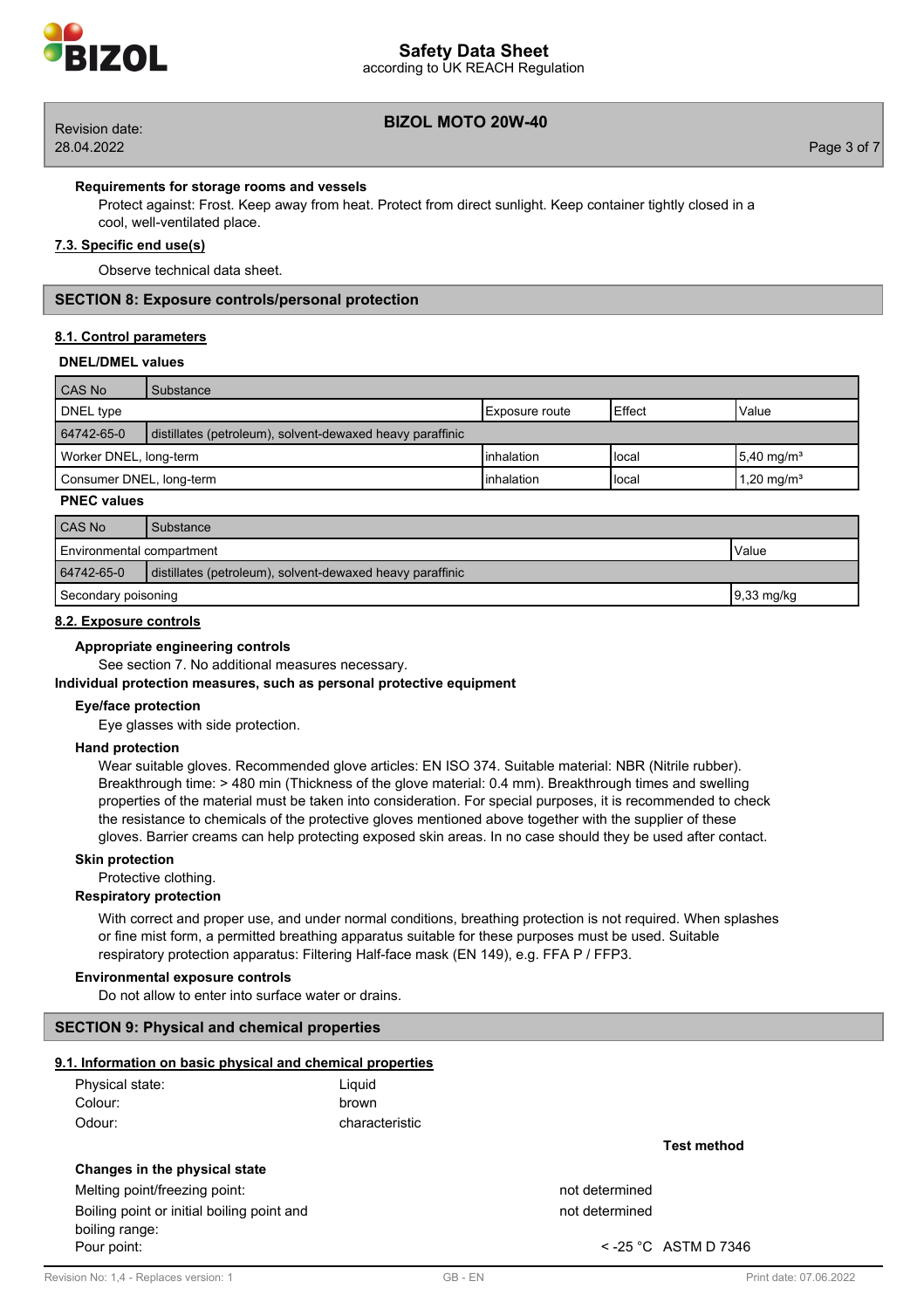**Requirements for storage rooms and vessels**

Protect against: Frost. Keep away from heat. Protect from direct sunlight. Keep container tightly closed in a cool, well-ventilated place.

### 7.3. Specific end use(s)

Observe technical data sheet.

## SECTION 8: Exposure controls/personal protection

### 8.1. Control parameters

**DNEL/DMEL values**

| CAS No | Substance | | | |
|---|---|---|---|---|
| DNEL type | | Exposure route | Effect | Value |
| 64742-65-0 | distillates (petroleum), solvent-dewaxed heavy paraffinic | | | |
| Worker DNEL, long-term | | inhalation | local | 5,40 mg/m³ |
| Consumer DNEL, long-term | | inhalation | local | 1,20 mg/m³ |

**PNEC values**

| CAS No | Substance | |
|---|---|---|
| Environmental compartment | | Value |
| 64742-65-0 | distillates (petroleum), solvent-dewaxed heavy paraffinic | |
| Secondary poisoning | | 9,33 mg/kg |

### 8.2. Exposure controls

**Appropriate engineering controls**

See section 7. No additional measures necessary.

**Individual protection measures, such as personal protective equipment**

**Eye/face protection**

Eye glasses with side protection.

**Hand protection**

Wear suitable gloves. Recommended glove articles: EN ISO 374. Suitable material: NBR (Nitrile rubber). Breakthrough time: > 480 min (Thickness of the glove material: 0.4 mm). Breakthrough times and swelling properties of the material must be taken into consideration. For special purposes, it is recommended to check the resistance to chemicals of the protective gloves mentioned above together with the supplier of these gloves. Barrier creams can help protecting exposed skin areas. In no case should they be used after contact.

**Skin protection**

Protective clothing.

**Respiratory protection**

With correct and proper use, and under normal conditions, breathing protection is not required. When splashes or fine mist form, a permitted breathing apparatus suitable for these purposes must be used. Suitable respiratory protection apparatus: Filtering Half-face mask (EN 149), e.g. FFA P / FFP3.

**Environmental exposure controls**

Do not allow to enter into surface water or drains.

## SECTION 9: Physical and chemical properties

### 9.1. Information on basic physical and chemical properties

| | | |
|---|---|---|
| Physical state: | Liquid | |
| Colour: | brown | |
| Odour: | characteristic | |

| | | Test method |
|---|---|---|
| **Changes in the physical state** | | |
| Melting point/freezing point: | not determined | |
| Boiling point or initial boiling point and boiling range: | not determined | |
| Pour point: | < -25 °C | ASTM D 7346 |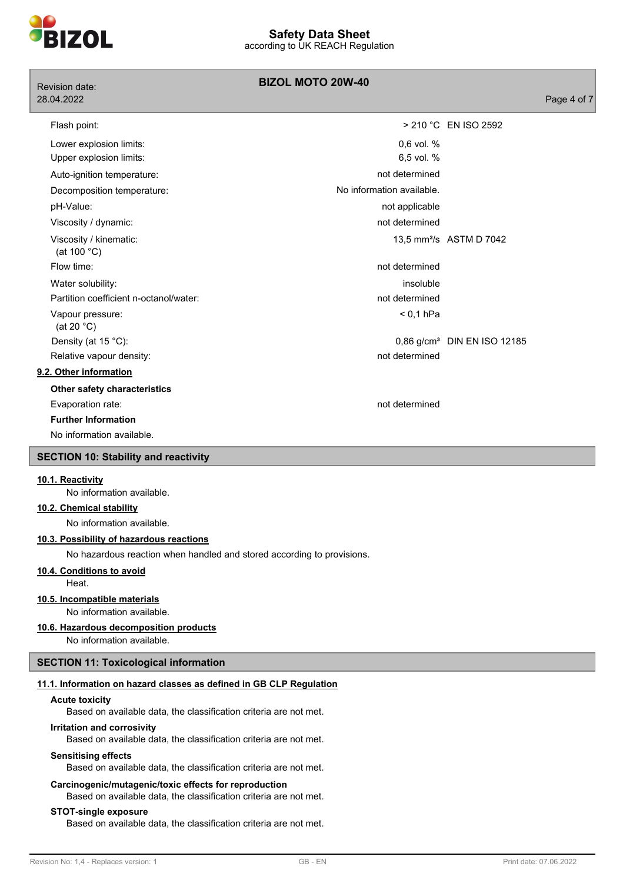| | | |
|---|---|---|
| Flash point: | > 210 °C | EN ISO 2592 |
| Lower explosion limits: | 0,6 vol. % | |
| Upper explosion limits: | 6,5 vol. % | |
| Auto-ignition temperature: | not determined | |
| Decomposition temperature: | No information available. | |
| pH-Value: | not applicable | |
| Viscosity / dynamic: | not determined | |
| Viscosity / kinematic: (at 100 °C) | 13,5 mm²/s | ASTM D 7042 |
| Flow time: | not determined | |
| Water solubility: | insoluble | |
| Partition coefficient n-octanol/water: | not determined | |
| Vapour pressure: (at 20 °C) | < 0,1 hPa | |
| Density (at 15 °C): | 0,86 g/cm³ | DIN EN ISO 12185 |
| Relative vapour density: | not determined | |

**9.2. Other information**

**Other safety characteristics**

Evaporation rate: not determined

**Further Information**

No information available.

## SECTION 10: Stability and reactivity

**10.1. Reactivity**

No information available.

**10.2. Chemical stability**

No information available.

**10.3. Possibility of hazardous reactions**

No hazardous reaction when handled and stored according to provisions.

**10.4. Conditions to avoid**

Heat.

**10.5. Incompatible materials**

No information available.

**10.6. Hazardous decomposition products**

No information available.

## SECTION 11: Toxicological information

**11.1. Information on hazard classes as defined in GB CLP Regulation**

**Acute toxicity**

Based on available data, the classification criteria are not met.

**Irritation and corrosivity**

Based on available data, the classification criteria are not met.

**Sensitising effects**

Based on available data, the classification criteria are not met.

**Carcinogenic/mutagenic/toxic effects for reproduction**

Based on available data, the classification criteria are not met.

**STOT-single exposure**

Based on available data, the classification criteria are not met.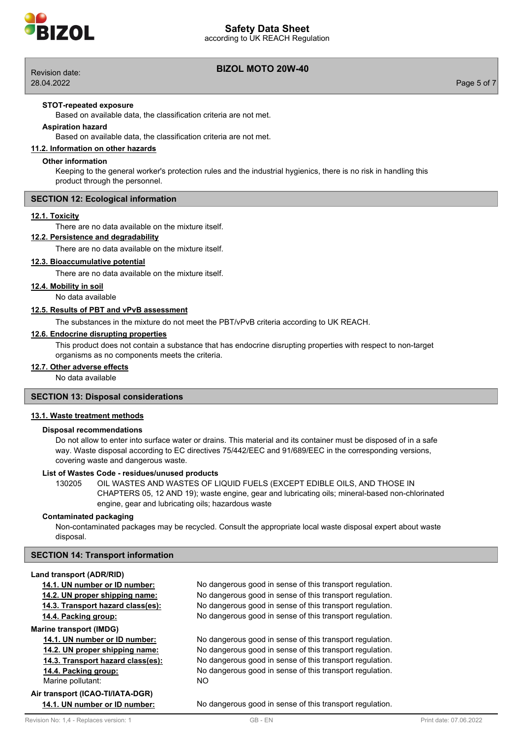**STOT-repeated exposure**

Based on available data, the classification criteria are not met.

**Aspiration hazard**

Based on available data, the classification criteria are not met.

### 11.2. Information on other hazards

**Other information**

Keeping to the general worker's protection rules and the industrial hygienics, there is no risk in handling this product through the personnel.

## SECTION 12: Ecological information

### 12.1. Toxicity

There are no data available on the mixture itself.

### 12.2. Persistence and degradability

There are no data available on the mixture itself.

### 12.3. Bioaccumulative potential

There are no data available on the mixture itself.

### 12.4. Mobility in soil

No data available

### 12.5. Results of PBT and vPvB assessment

The substances in the mixture do not meet the PBT/vPvB criteria according to UK REACH.

### 12.6. Endocrine disrupting properties

This product does not contain a substance that has endocrine disrupting properties with respect to non-target organisms as no components meets the criteria.

### 12.7. Other adverse effects

No data available

## SECTION 13: Disposal considerations

### 13.1. Waste treatment methods

**Disposal recommendations**

Do not allow to enter into surface water or drains. This material and its container must be disposed of in a safe way. Waste disposal according to EC directives 75/442/EEC and 91/689/EEC in the corresponding versions, covering waste and dangerous waste.

**List of Wastes Code - residues/unused products**

130205 OIL WASTES AND WASTES OF LIQUID FUELS (EXCEPT EDIBLE OILS, AND THOSE IN CHAPTERS 05, 12 AND 19); waste engine, gear and lubricating oils; mineral-based non-chlorinated engine, gear and lubricating oils; hazardous waste

**Contaminated packaging**

Non-contaminated packages may be recycled. Consult the appropriate local waste disposal expert about waste disposal.

## SECTION 14: Transport information

**Land transport (ADR/RID)**

| | |
|---|---|
| **14.1. UN number or ID number:** | No dangerous good in sense of this transport regulation. |
| **14.2. UN proper shipping name:** | No dangerous good in sense of this transport regulation. |
| **14.3. Transport hazard class(es):** | No dangerous good in sense of this transport regulation. |
| **14.4. Packing group:** | No dangerous good in sense of this transport regulation. |

**Marine transport (IMDG)**

| | |
|---|---|
| **14.1. UN number or ID number:** | No dangerous good in sense of this transport regulation. |
| **14.2. UN proper shipping name:** | No dangerous good in sense of this transport regulation. |
| **14.3. Transport hazard class(es):** | No dangerous good in sense of this transport regulation. |
| **14.4. Packing group:** | No dangerous good in sense of this transport regulation. |
| Marine pollutant: | NO |

**Air transport (ICAO-TI/IATA-DGR)**

| | |
|---|---|
| **14.1. UN number or ID number:** | No dangerous good in sense of this transport regulation. |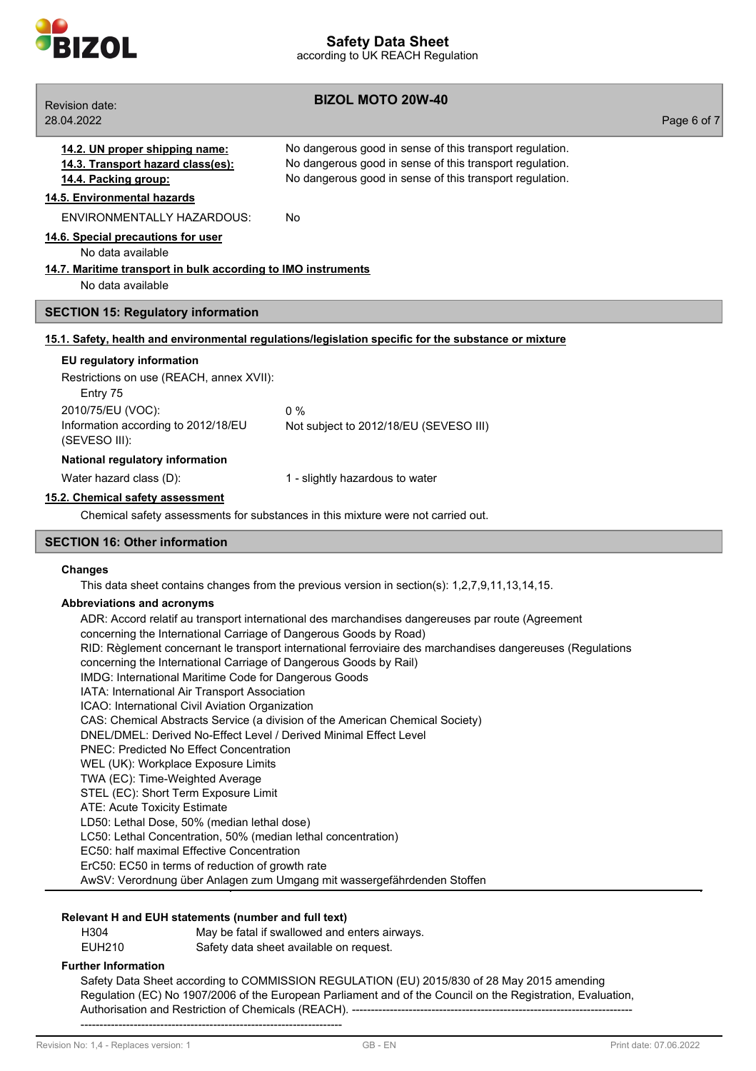**14.2. UN proper shipping name:** No dangerous good in sense of this transport regulation.

**14.3. Transport hazard class(es):** No dangerous good in sense of this transport regulation.

**14.4. Packing group:** No dangerous good in sense of this transport regulation.

**14.5. Environmental hazards**

ENVIRONMENTALLY HAZARDOUS: No

**14.6. Special precautions for user**

No data available

**14.7. Maritime transport in bulk according to IMO instruments**

No data available

## SECTION 15: Regulatory information

**15.1. Safety, health and environmental regulations/legislation specific for the substance or mixture**

**EU regulatory information**

Restrictions on use (REACH, annex XVII):
Entry 75

2010/75/EU (VOC): 0 %

Information according to 2012/18/EU (SEVESO III): Not subject to 2012/18/EU (SEVESO III)

**National regulatory information**

Water hazard class (D): 1 - slightly hazardous to water

**15.2. Chemical safety assessment**

Chemical safety assessments for substances in this mixture were not carried out.

## SECTION 16: Other information

**Changes**

This data sheet contains changes from the previous version in section(s): 1,2,7,9,11,13,14,15.

**Abbreviations and acronyms**

ADR: Accord relatif au transport international des marchandises dangereuses par route (Agreement concerning the International Carriage of Dangerous Goods by Road)
RID: Règlement concernant le transport international ferroviaire des marchandises dangereuses (Regulations concerning the International Carriage of Dangerous Goods by Rail)
IMDG: International Maritime Code for Dangerous Goods
IATA: International Air Transport Association
ICAO: International Civil Aviation Organization
CAS: Chemical Abstracts Service (a division of the American Chemical Society)
DNEL/DMEL: Derived No-Effect Level / Derived Minimal Effect Level
PNEC: Predicted No Effect Concentration
WEL (UK): Workplace Exposure Limits
TWA (EC): Time-Weighted Average
STEL (EC): Short Term Exposure Limit
ATE: Acute Toxicity Estimate
LD50: Lethal Dose, 50% (median lethal dose)
LC50: Lethal Concentration, 50% (median lethal concentration)
EC50: half maximal Effective Concentration
ErC50: EC50 in terms of reduction of growth rate
AwSV: Verordnung über Anlagen zum Umgang mit wassergefährdenden Stoffen

**Relevant H and EUH statements (number and full text)**

| | |
|---|---|
| H304 | May be fatal if swallowed and enters airways. |
| EUH210 | Safety data sheet available on request. |

**Further Information**

Safety Data Sheet according to COMMISSION REGULATION (EU) 2015/830 of 28 May 2015 amending Regulation (EC) No 1907/2006 of the European Parliament and of the Council on the Registration, Evaluation, Authorisation and Restriction of Chemicals (REACH). ---------------------------------------------------------------------------------------------------------------------------------------------------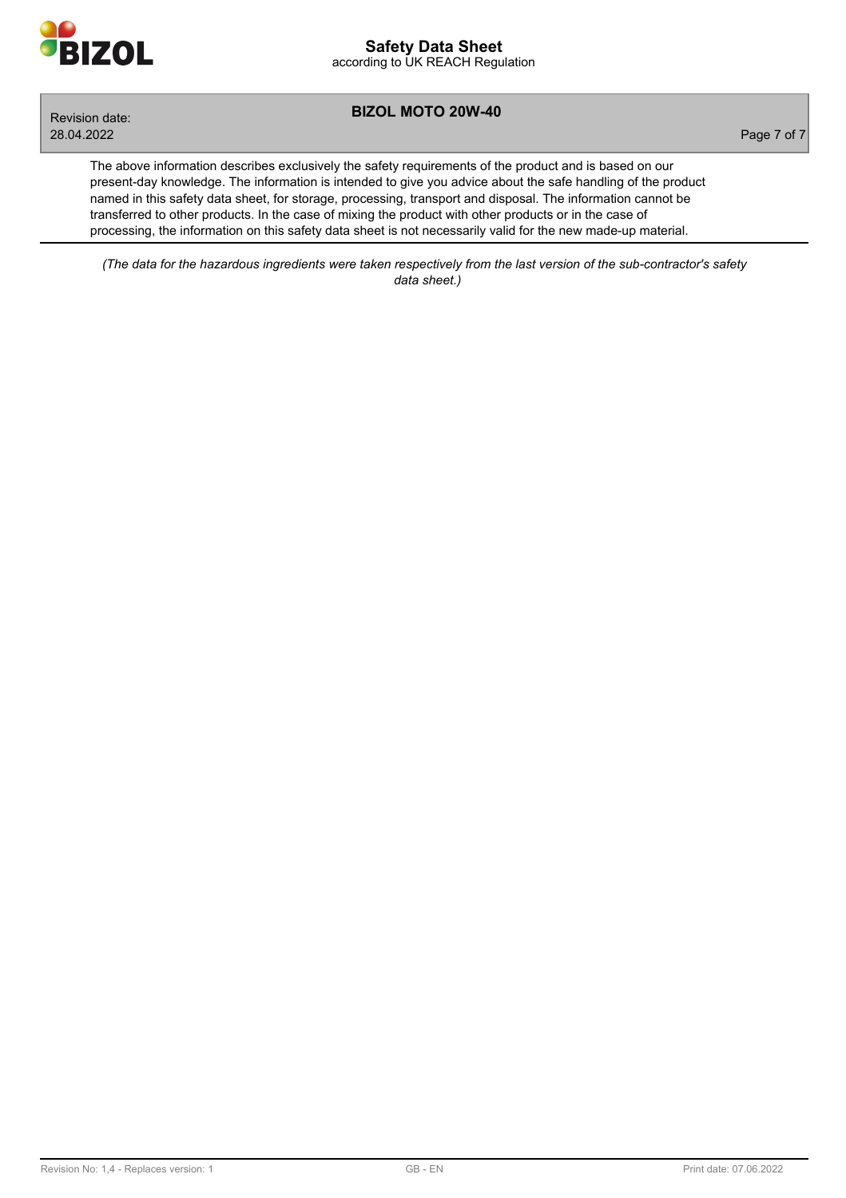The above information describes exclusively the safety requirements of the product and is based on our present-day knowledge. The information is intended to give you advice about the safe handling of the product named in this safety data sheet, for storage, processing, transport and disposal. The information cannot be transferred to other products. In the case of mixing the product with other products or in the case of processing, the information on this safety data sheet is not necessarily valid for the new made-up material.

---

*(The data for the hazardous ingredients were taken respectively from the last version of the sub-contractor's safety data sheet.)*